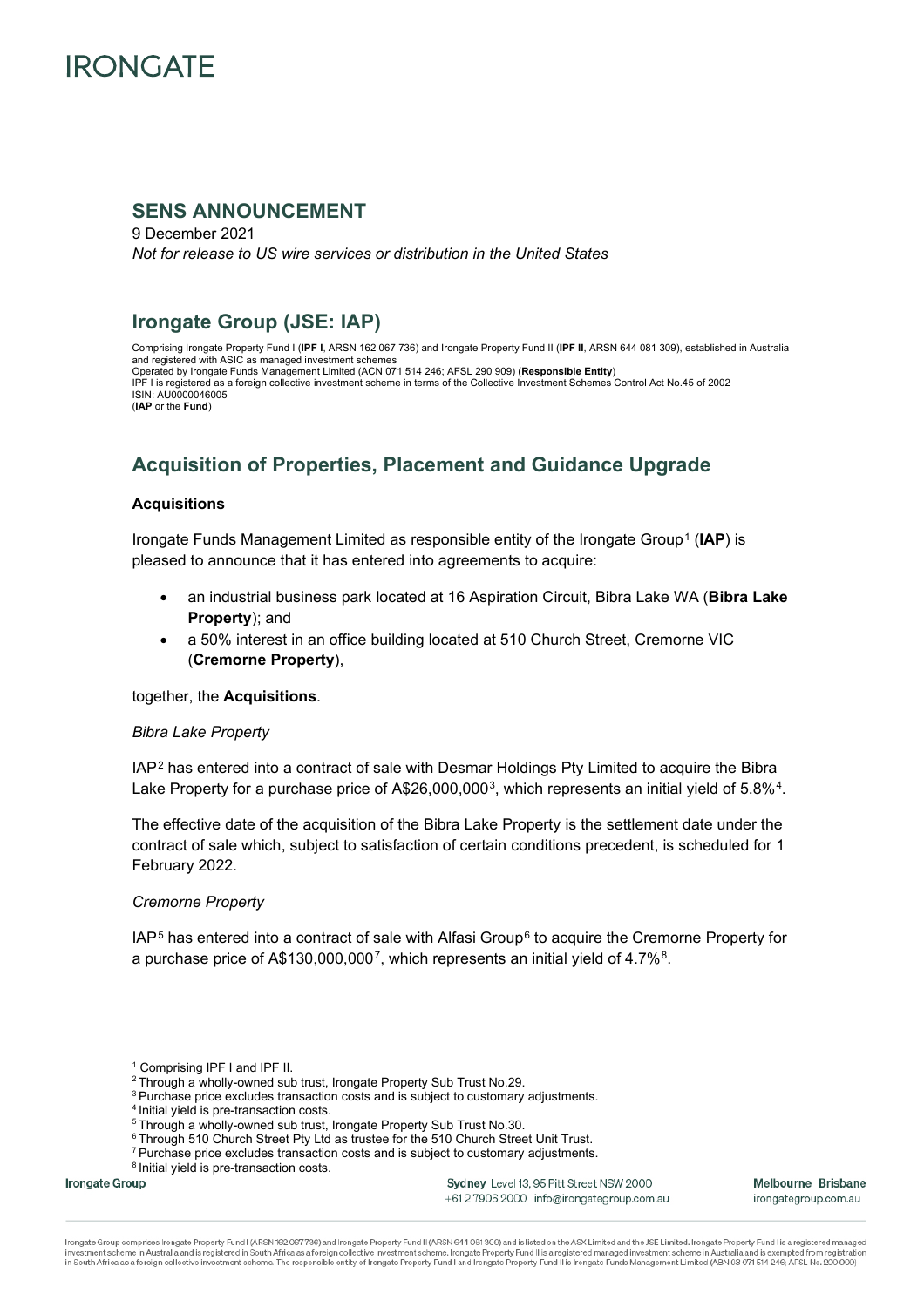# IRONGATE

## SENS ANNOUNCEMENT

9 December 2021

*Not for release to US wire services or distribution in the United States*

## Irongate Group (JSE: IAP)

Comprising Irongate Property Fund I (**IPF I**, ARSN 162 067 736) and Irongate Property Fund II (**IPF II**, ARSN 644 081 309), established in Australia and registered with ASIC as managed investment schemes
Operated by Irongate Funds Management Limited (ACN 071 514 246; AFSL 290 909) (**Responsible Entity**)
IPF I is registered as a foreign collective investment scheme in terms of the Collective Investment Schemes Control Act No.45 of 2002
ISIN: AU0000046005
(**IAP** or the **Fund**)

## Acquisition of Properties, Placement and Guidance Upgrade

### Acquisitions

Irongate Funds Management Limited as responsible entity of the Irongate Group[1] (**IAP**) is pleased to announce that it has entered into agreements to acquire:

- an industrial business park located at 16 Aspiration Circuit, Bibra Lake WA (**Bibra Lake Property**); and
- a 50% interest in an office building located at 510 Church Street, Cremorne VIC (**Cremorne Property**),

together, the **Acquisitions**.

*Bibra Lake Property*

IAP[2] has entered into a contract of sale with Desmar Holdings Pty Limited to acquire the Bibra Lake Property for a purchase price of A$26,000,000[3], which represents an initial yield of 5.8%[4].

The effective date of the acquisition of the Bibra Lake Property is the settlement date under the contract of sale which, subject to satisfaction of certain conditions precedent, is scheduled for 1 February 2022.

*Cremorne Property*

IAP[5] has entered into a contract of sale with Alfasi Group[6] to acquire the Cremorne Property for a purchase price of A$130,000,000[7], which represents an initial yield of 4.7%[8].

---

[1] Comprising IPF I and IPF II.
[2] Through a wholly-owned sub trust, Irongate Property Sub Trust No.29.
[3] Purchase price excludes transaction costs and is subject to customary adjustments.
[4] Initial yield is pre-transaction costs.
[5] Through a wholly-owned sub trust, Irongate Property Sub Trust No.30.
[6] Through 510 Church Street Pty Ltd as trustee for the 510 Church Street Unit Trust.
[7] Purchase price excludes transaction costs and is subject to customary adjustments.
[8] Initial yield is pre-transaction costs.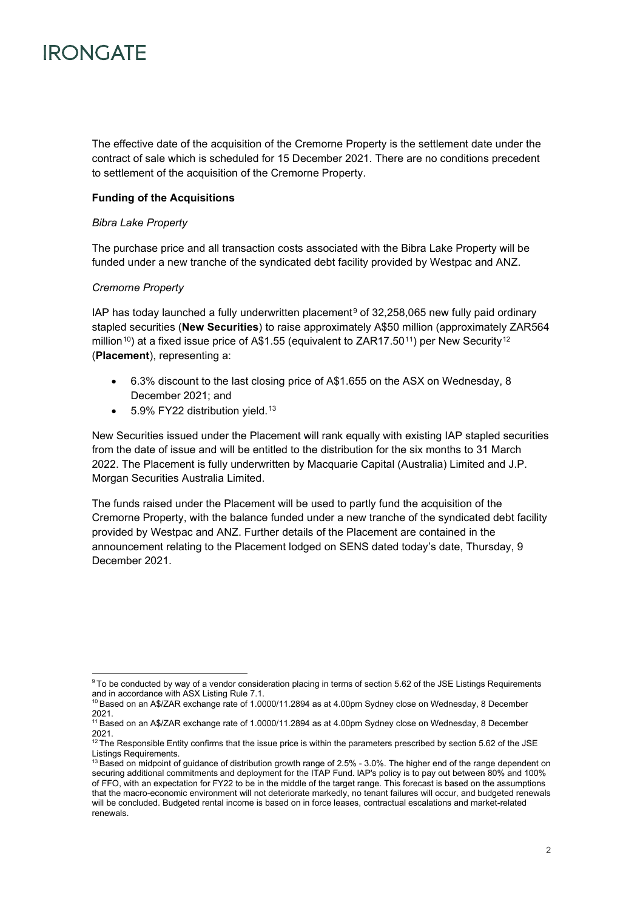The effective date of the acquisition of the Cremorne Property is the settlement date under the contract of sale which is scheduled for 15 December 2021. There are no conditions precedent to settlement of the acquisition of the Cremorne Property.

**Funding of the Acquisitions**

*Bibra Lake Property*

The purchase price and all transaction costs associated with the Bibra Lake Property will be funded under a new tranche of the syndicated debt facility provided by Westpac and ANZ.

*Cremorne Property*

IAP has today launched a fully underwritten placement[9] of 32,258,065 new fully paid ordinary stapled securities (**New Securities**) to raise approximately A$50 million (approximately ZAR564 million[10]) at a fixed issue price of A$1.55 (equivalent to ZAR17.50[11]) per New Security[12] (**Placement**), representing a:

- 6.3% discount to the last closing price of A$1.655 on the ASX on Wednesday, 8 December 2021; and
- 5.9% FY22 distribution yield.[13]

New Securities issued under the Placement will rank equally with existing IAP stapled securities from the date of issue and will be entitled to the distribution for the six months to 31 March 2022. The Placement is fully underwritten by Macquarie Capital (Australia) Limited and J.P. Morgan Securities Australia Limited.

The funds raised under the Placement will be used to partly fund the acquisition of the Cremorne Property, with the balance funded under a new tranche of the syndicated debt facility provided by Westpac and ANZ. Further details of the Placement are contained in the announcement relating to the Placement lodged on SENS dated today's date, Thursday, 9 December 2021.

---

[9] To be conducted by way of a vendor consideration placing in terms of section 5.62 of the JSE Listings Requirements and in accordance with ASX Listing Rule 7.1.

[10] Based on an A$/ZAR exchange rate of 1.0000/11.2894 as at 4.00pm Sydney close on Wednesday, 8 December 2021.

[11] Based on an A$/ZAR exchange rate of 1.0000/11.2894 as at 4.00pm Sydney close on Wednesday, 8 December 2021.

[12] The Responsible Entity confirms that the issue price is within the parameters prescribed by section 5.62 of the JSE Listings Requirements.

[13] Based on midpoint of guidance of distribution growth range of 2.5% - 3.0%. The higher end of the range dependent on securing additional commitments and deployment for the ITAP Fund. IAP's policy is to pay out between 80% and 100% of FFO, with an expectation for FY22 to be in the middle of the target range. This forecast is based on the assumptions that the macro-economic environment will not deteriorate markedly, no tenant failures will occur, and budgeted renewals will be concluded. Budgeted rental income is based on in force leases, contractual escalations and market-related renewals.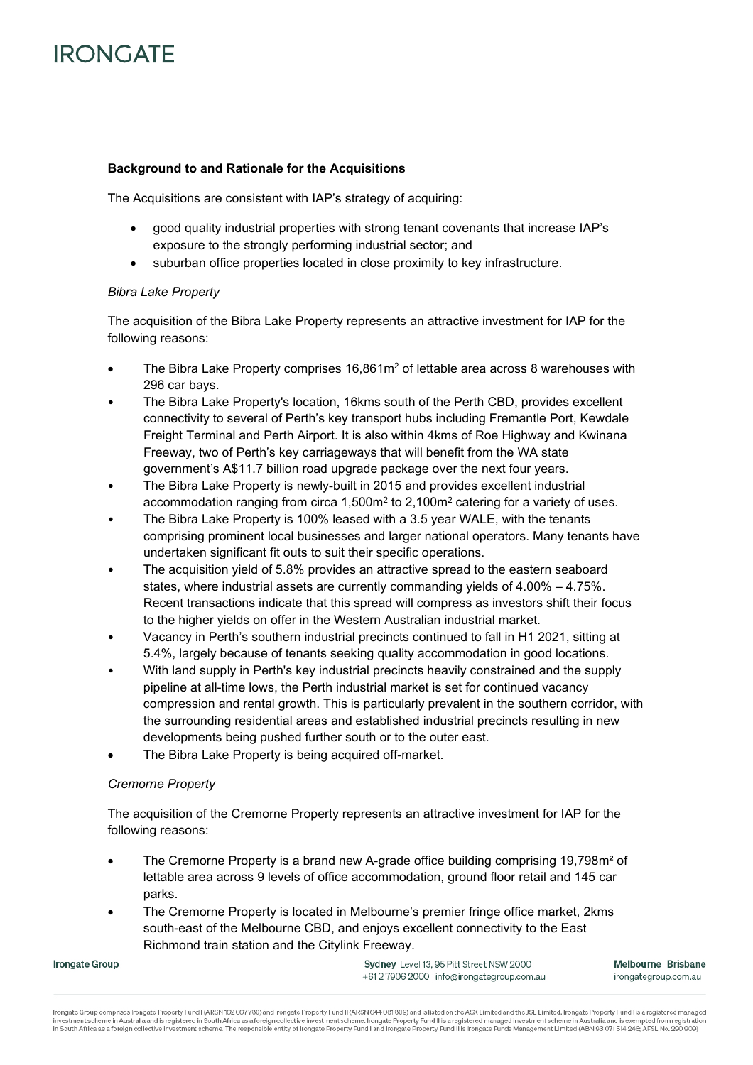**Background to and Rationale for the Acquisitions**

The Acquisitions are consistent with IAP's strategy of acquiring:

- good quality industrial properties with strong tenant covenants that increase IAP's exposure to the strongly performing industrial sector; and
- suburban office properties located in close proximity to key infrastructure.

*Bibra Lake Property*

The acquisition of the Bibra Lake Property represents an attractive investment for IAP for the following reasons:

- The Bibra Lake Property comprises 16,861m$^2$ of lettable area across 8 warehouses with 296 car bays.
- The Bibra Lake Property's location, 16kms south of the Perth CBD, provides excellent connectivity to several of Perth's key transport hubs including Fremantle Port, Kewdale Freight Terminal and Perth Airport. It is also within 4kms of Roe Highway and Kwinana Freeway, two of Perth's key carriageways that will benefit from the WA state government's A$11.7 billion road upgrade package over the next four years.
- The Bibra Lake Property is newly-built in 2015 and provides excellent industrial accommodation ranging from circa 1,500m$^2$ to 2,100m$^2$ catering for a variety of uses.
- The Bibra Lake Property is 100% leased with a 3.5 year WALE, with the tenants comprising prominent local businesses and larger national operators. Many tenants have undertaken significant fit outs to suit their specific operations.
- The acquisition yield of 5.8% provides an attractive spread to the eastern seaboard states, where industrial assets are currently commanding yields of 4.00% – 4.75%. Recent transactions indicate that this spread will compress as investors shift their focus to the higher yields on offer in the Western Australian industrial market.
- Vacancy in Perth's southern industrial precincts continued to fall in H1 2021, sitting at 5.4%, largely because of tenants seeking quality accommodation in good locations.
- With land supply in Perth's key industrial precincts heavily constrained and the supply pipeline at all-time lows, the Perth industrial market is set for continued vacancy compression and rental growth. This is particularly prevalent in the southern corridor, with the surrounding residential areas and established industrial precincts resulting in new developments being pushed further south or to the outer east.
- The Bibra Lake Property is being acquired off-market.

*Cremorne Property*

The acquisition of the Cremorne Property represents an attractive investment for IAP for the following reasons:

- The Cremorne Property is a brand new A-grade office building comprising 19,798m$^2$ of lettable area across 9 levels of office accommodation, ground floor retail and 145 car parks.
- The Cremorne Property is located in Melbourne's premier fringe office market, 2kms south-east of the Melbourne CBD, and enjoys excellent connectivity to the East Richmond train station and the Citylink Freeway.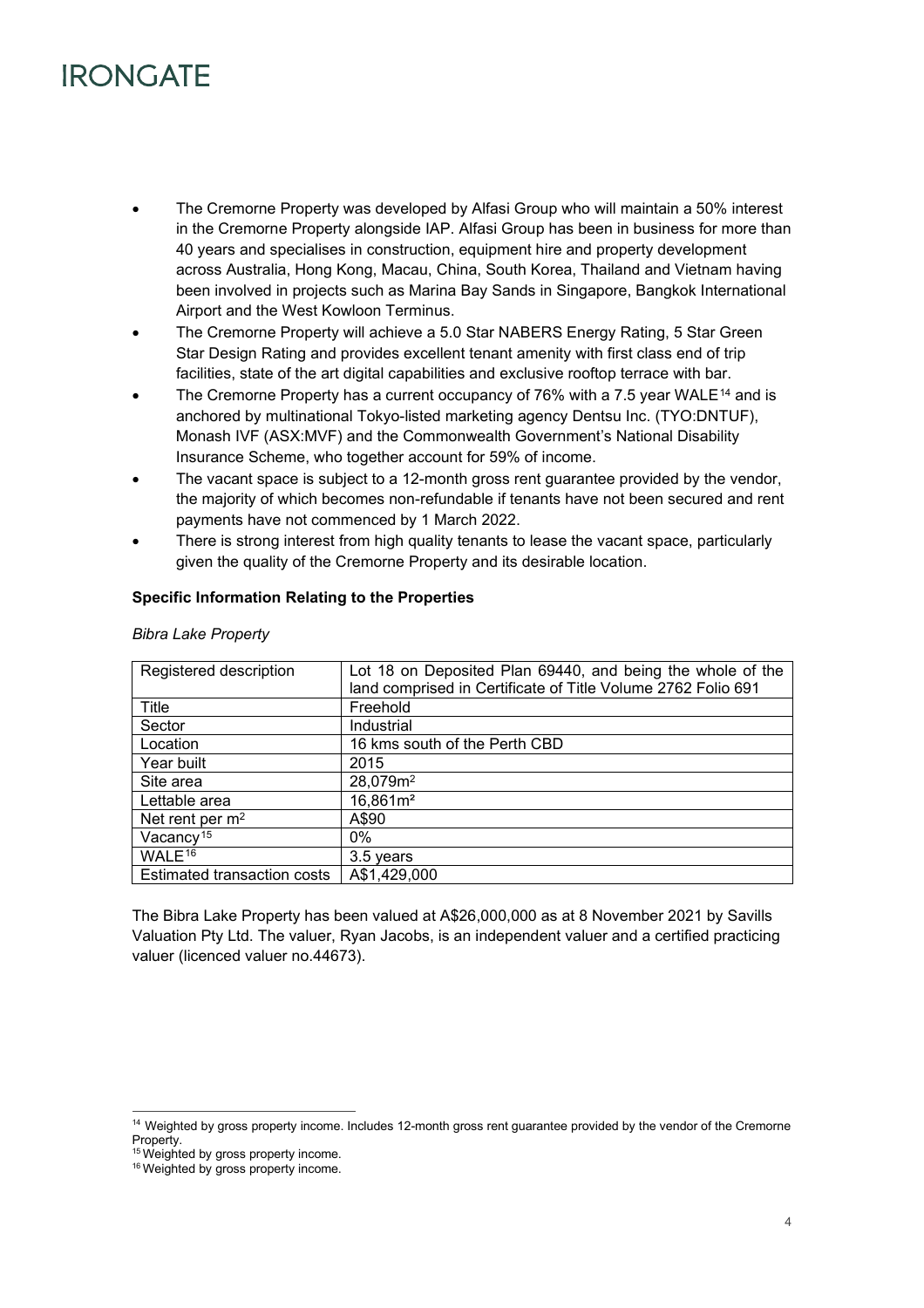- The Cremorne Property was developed by Alfasi Group who will maintain a 50% interest in the Cremorne Property alongside IAP. Alfasi Group has been in business for more than 40 years and specialises in construction, equipment hire and property development across Australia, Hong Kong, Macau, China, South Korea, Thailand and Vietnam having been involved in projects such as Marina Bay Sands in Singapore, Bangkok International Airport and the West Kowloon Terminus.
- The Cremorne Property will achieve a 5.0 Star NABERS Energy Rating, 5 Star Green Star Design Rating and provides excellent tenant amenity with first class end of trip facilities, state of the art digital capabilities and exclusive rooftop terrace with bar.
- The Cremorne Property has a current occupancy of 76% with a 7.5 year WALE[14] and is anchored by multinational Tokyo-listed marketing agency Dentsu Inc. (TYO:DNTUF), Monash IVF (ASX:MVF) and the Commonwealth Government's National Disability Insurance Scheme, who together account for 59% of income.
- The vacant space is subject to a 12-month gross rent guarantee provided by the vendor, the majority of which becomes non-refundable if tenants have not been secured and rent payments have not commenced by 1 March 2022.
- There is strong interest from high quality tenants to lease the vacant space, particularly given the quality of the Cremorne Property and its desirable location.

**Specific Information Relating to the Properties**

*Bibra Lake Property*

| | |
|---|---|
| Registered description | Lot 18 on Deposited Plan 69440, and being the whole of the land comprised in Certificate of Title Volume 2762 Folio 691 |
| Title | Freehold |
| Sector | Industrial |
| Location | 16 kms south of the Perth CBD |
| Year built | 2015 |
| Site area | 28,079m² |
| Lettable area | 16,861m² |
| Net rent per m² | A$90 |
| Vacancy[15] | 0% |
| WALE[16] | 3.5 years |
| Estimated transaction costs | A$1,429,000 |

The Bibra Lake Property has been valued at A$26,000,000 as at 8 November 2021 by Savills Valuation Pty Ltd. The valuer, Ryan Jacobs, is an independent valuer and a certified practicing valuer (licenced valuer no.44673).

[14] Weighted by gross property income. Includes 12-month gross rent guarantee provided by the vendor of the Cremorne Property.

[15] Weighted by gross property income.

[16] Weighted by gross property income.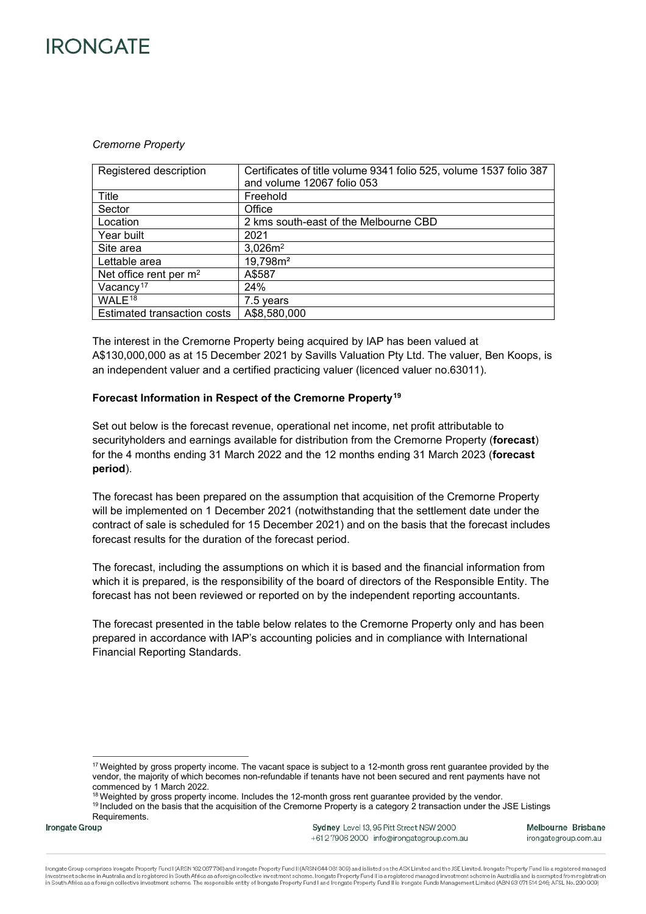*Cremorne Property*

| | |
|---|---|
| Registered description | Certificates of title volume 9341 folio 525, volume 1537 folio 387 and volume 12067 folio 053 |
| Title | Freehold |
| Sector | Office |
| Location | 2 kms south-east of the Melbourne CBD |
| Year built | 2021 |
| Site area | 3,026m² |
| Lettable area | 19,798m² |
| Net office rent per m² | A$587 |
| Vacancy[17] | 24% |
| WALE[18] | 7.5 years |
| Estimated transaction costs | A$8,580,000 |

The interest in the Cremorne Property being acquired by IAP has been valued at A$130,000,000 as at 15 December 2021 by Savills Valuation Pty Ltd. The valuer, Ben Koops, is an independent valuer and a certified practicing valuer (licenced valuer no.63011).

**Forecast Information in Respect of the Cremorne Property[19]**

Set out below is the forecast revenue, operational net income, net profit attributable to securityholders and earnings available for distribution from the Cremorne Property (**forecast**) for the 4 months ending 31 March 2022 and the 12 months ending 31 March 2023 (**forecast period**).

The forecast has been prepared on the assumption that acquisition of the Cremorne Property will be implemented on 1 December 2021 (notwithstanding that the settlement date under the contract of sale is scheduled for 15 December 2021) and on the basis that the forecast includes forecast results for the duration of the forecast period.

The forecast, including the assumptions on which it is based and the financial information from which it is prepared, is the responsibility of the board of directors of the Responsible Entity. The forecast has not been reviewed or reported on by the independent reporting accountants.

The forecast presented in the table below relates to the Cremorne Property only and has been prepared in accordance with IAP's accounting policies and in compliance with International Financial Reporting Standards.

[17] Weighted by gross property income. The vacant space is subject to a 12-month gross rent guarantee provided by the vendor, the majority of which becomes non-refundable if tenants have not been secured and rent payments have not commenced by 1 March 2022.

[18] Weighted by gross property income. Includes the 12-month gross rent guarantee provided by the vendor.

[19] Included on the basis that the acquisition of the Cremorne Property is a category 2 transaction under the JSE Listings Requirements.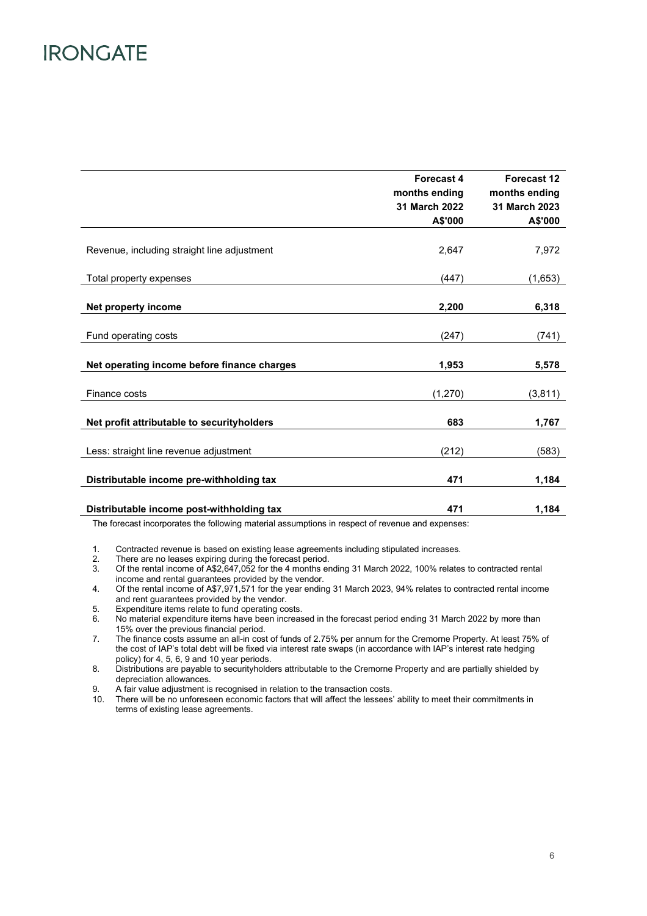| | Forecast 4 months ending 31 March 2022 A$'000 | Forecast 12 months ending 31 March 2023 A$'000 |
|---|---|---|
| Revenue, including straight line adjustment | 2,647 | 7,972 |
| Total property expenses | (447) | (1,653) |
| **Net property income** | **2,200** | **6,318** |
| Fund operating costs | (247) | (741) |
| **Net operating income before finance charges** | **1,953** | **5,578** |
| Finance costs | (1,270) | (3,811) |
| **Net profit attributable to securityholders** | **683** | **1,767** |
| Less: straight line revenue adjustment | (212) | (583) |
| **Distributable income pre-withholding tax** | **471** | **1,184** |
| **Distributable income post-withholding tax** | **471** | **1,184** |

The forecast incorporates the following material assumptions in respect of revenue and expenses:

1. Contracted revenue is based on existing lease agreements including stipulated increases.
2. There are no leases expiring during the forecast period.
3. Of the rental income of A$2,647,052 for the 4 months ending 31 March 2022, 100% relates to contracted rental income and rental guarantees provided by the vendor.
4. Of the rental income of A$7,971,571 for the year ending 31 March 2023, 94% relates to contracted rental income and rent guarantees provided by the vendor.
5. Expenditure items relate to fund operating costs.
6. No material expenditure items have been increased in the forecast period ending 31 March 2022 by more than 15% over the previous financial period.
7. The finance costs assume an all-in cost of funds of 2.75% per annum for the Cremorne Property. At least 75% of the cost of IAP's total debt will be fixed via interest rate swaps (in accordance with IAP's interest rate hedging policy) for 4, 5, 6, 9 and 10 year periods.
8. Distributions are payable to securityholders attributable to the Cremorne Property and are partially shielded by depreciation allowances.
9. A fair value adjustment is recognised in relation to the transaction costs.
10. There will be no unforeseen economic factors that will affect the lessees' ability to meet their commitments in terms of existing lease agreements.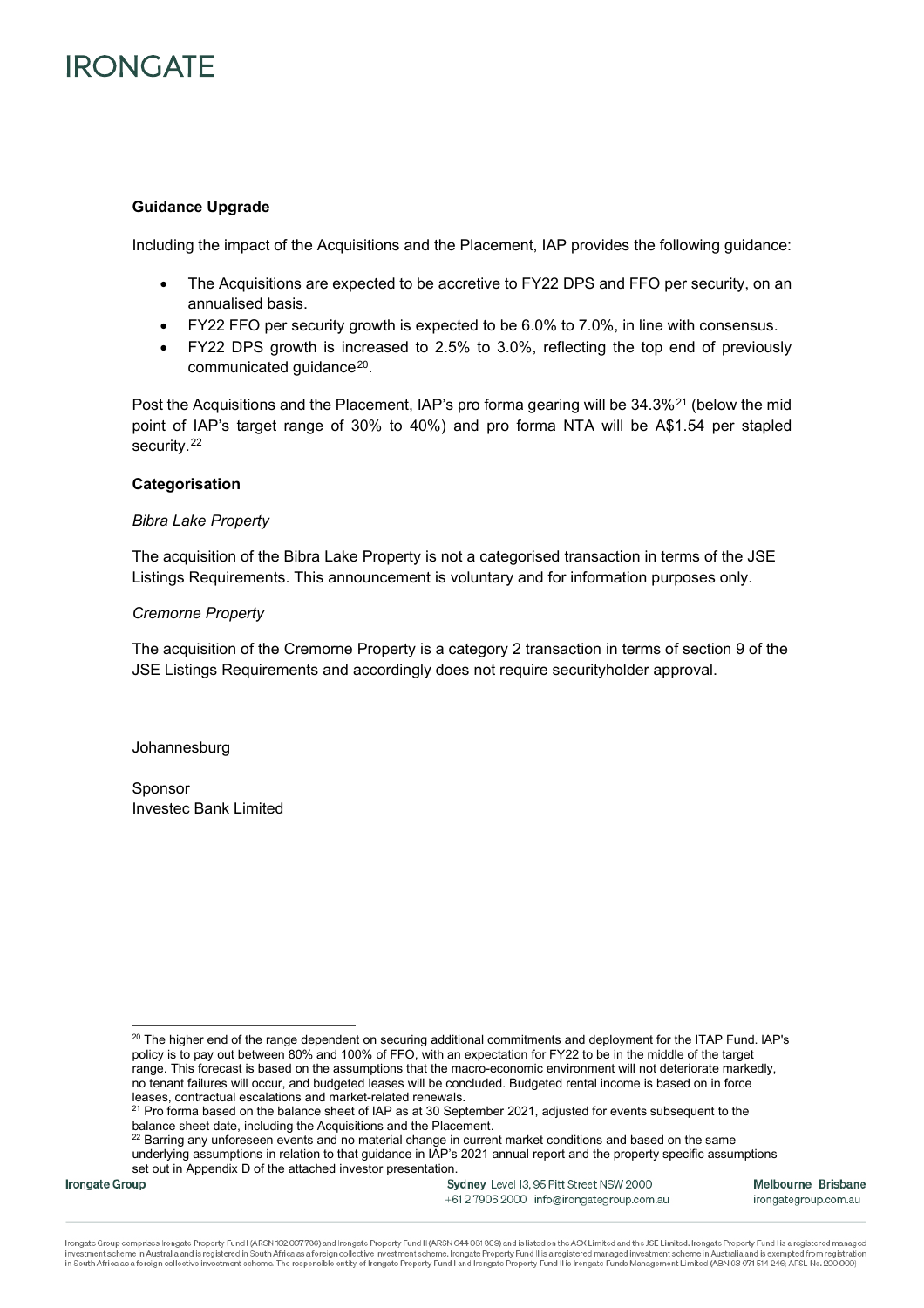**Guidance Upgrade**

Including the impact of the Acquisitions and the Placement, IAP provides the following guidance:

- The Acquisitions are expected to be accretive to FY22 DPS and FFO per security, on an annualised basis.
- FY22 FFO per security growth is expected to be 6.0% to 7.0%, in line with consensus.
- FY22 DPS growth is increased to 2.5% to 3.0%, reflecting the top end of previously communicated guidance[20].

Post the Acquisitions and the Placement, IAP's pro forma gearing will be 34.3%[21] (below the mid point of IAP's target range of 30% to 40%) and pro forma NTA will be A$1.54 per stapled security.[22]

**Categorisation**

*Bibra Lake Property*

The acquisition of the Bibra Lake Property is not a categorised transaction in terms of the JSE Listings Requirements. This announcement is voluntary and for information purposes only.

*Cremorne Property*

The acquisition of the Cremorne Property is a category 2 transaction in terms of section 9 of the JSE Listings Requirements and accordingly does not require securityholder approval.

Johannesburg

Sponsor
Investec Bank Limited

---

[20] The higher end of the range dependent on securing additional commitments and deployment for the ITAP Fund. IAP's policy is to pay out between 80% and 100% of FFO, with an expectation for FY22 to be in the middle of the target range. This forecast is based on the assumptions that the macro-economic environment will not deteriorate markedly, no tenant failures will occur, and budgeted leases will be concluded. Budgeted rental income is based on in force leases, contractual escalations and market-related renewals.

[21] Pro forma based on the balance sheet of IAP as at 30 September 2021, adjusted for events subsequent to the balance sheet date, including the Acquisitions and the Placement.

[22] Barring any unforeseen events and no material change in current market conditions and based on the same underlying assumptions in relation to that guidance in IAP's 2021 annual report and the property specific assumptions set out in Appendix D of the attached investor presentation.